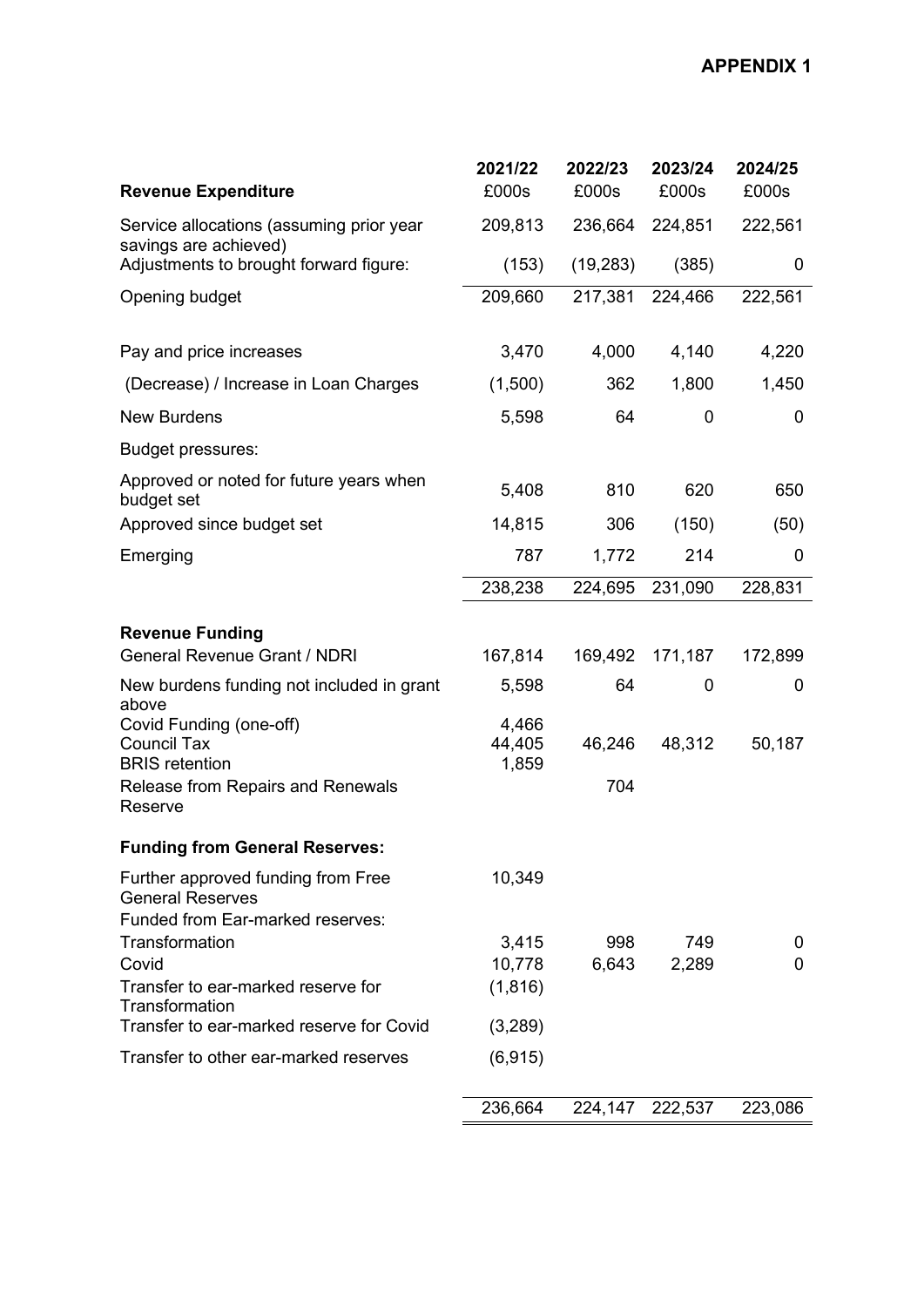**APPENDIX 1**

| Revenue Expenditure | 2021/22 £000s | 2022/23 £000s | 2023/24 £000s | 2024/25 £000s |
|---|---|---|---|---|
| Service allocations (assuming prior year savings are achieved) | 209,813 | 236,664 | 224,851 | 222,561 |
| Adjustments to brought forward figure: | (153) | (19,283) | (385) | 0 |
| Opening budget | 209,660 | 217,381 | 224,466 | 222,561 |
| Pay and price increases | 3,470 | 4,000 | 4,140 | 4,220 |
| (Decrease) / Increase in Loan Charges | (1,500) | 362 | 1,800 | 1,450 |
| New Burdens | 5,598 | 64 | 0 | 0 |
| Budget pressures: | | | | |
| Approved or noted for future years when budget set | 5,408 | 810 | 620 | 650 |
| Approved since budget set | 14,815 | 306 | (150) | (50) |
| Emerging | 787 | 1,772 | 214 | 0 |
| | 238,238 | 224,695 | 231,090 | 228,831 |
| **Revenue Funding** | | | | |
| General Revenue Grant / NDRI | 167,814 | 169,492 | 171,187 | 172,899 |
| New burdens funding not included in grant above | 5,598 | 64 | 0 | 0 |
| Covid Funding (one-off) | 4,466 | | | |
| Council Tax | 44,405 | 46,246 | 48,312 | 50,187 |
| BRIS retention | 1,859 | | | |
| Release from Repairs and Renewals Reserve | | 704 | | |
| **Funding from General Reserves:** | | | | |
| Further approved funding from Free General Reserves | 10,349 | | | |
| Funded from Ear-marked reserves: | | | | |
| Transformation | 3,415 | 998 | 749 | 0 |
| Covid | 10,778 | 6,643 | 2,289 | 0 |
| Transfer to ear-marked reserve for Transformation | (1,816) | | | |
| Transfer to ear-marked reserve for Covid | (3,289) | | | |
| Transfer to other ear-marked reserves | (6,915) | | | |
| | 236,664 | 224,147 | 222,537 | 223,086 |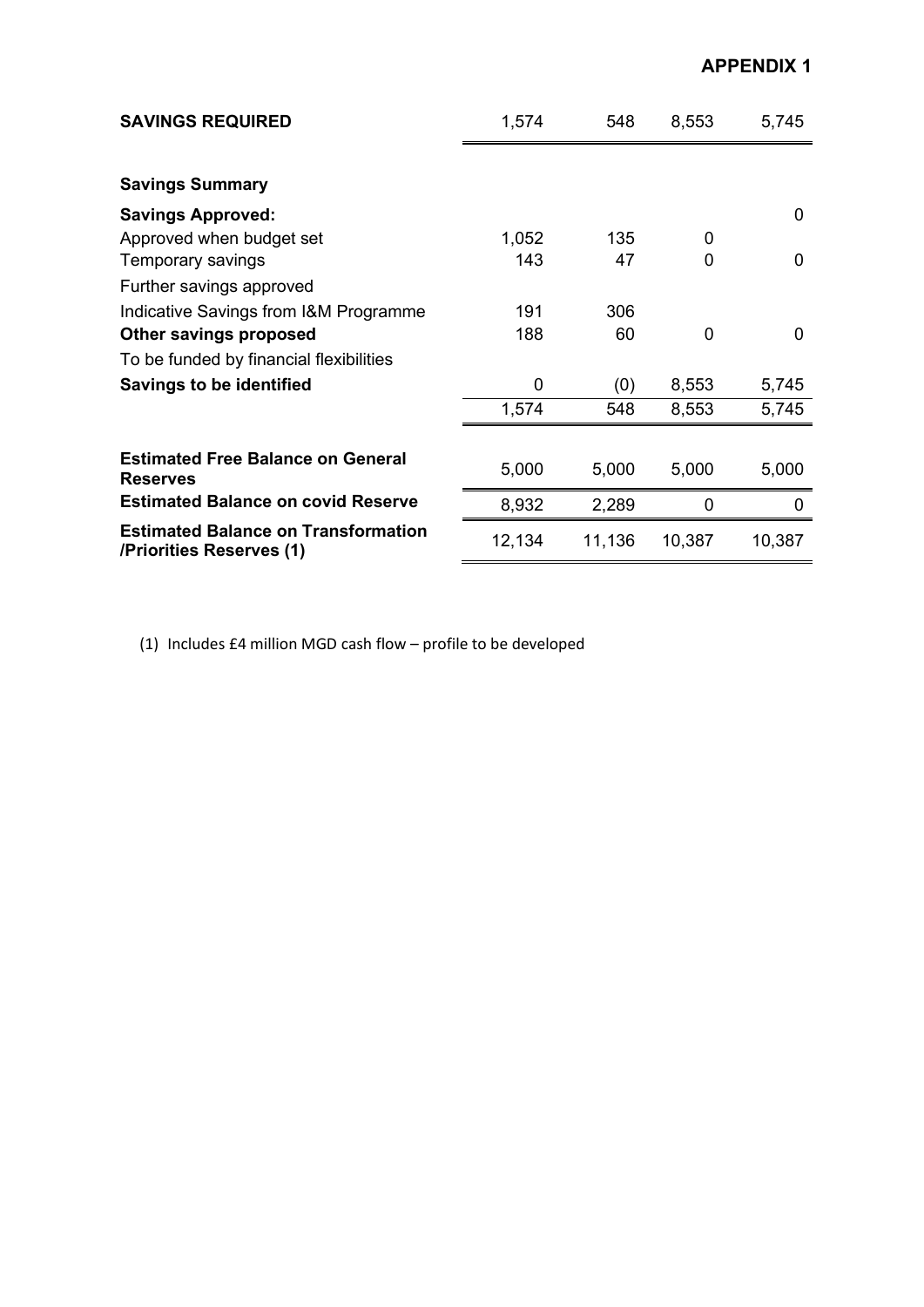## APPENDIX 1

| | | | | |
|---|---|---|---|---|
| **SAVINGS REQUIRED** | 1,574 | 548 | 8,553 | 5,745 |
| | | | | |
| **Savings Summary** | | | | |
| **Savings Approved:** | | | | 0 |
| Approved when budget set | 1,052 | 135 | 0 | |
| Temporary savings | 143 | 47 | 0 | 0 |
| Further savings approved | | | | |
| Indicative Savings from I&M Programme | 191 | 306 | | |
| **Other savings proposed** | 188 | 60 | 0 | 0 |
| To be funded by financial flexibilities | | | | |
| **Savings to be identified** | 0 | (0) | 8,553 | 5,745 |
| | 1,574 | 548 | 8,553 | 5,745 |
| | | | | |
| **Estimated Free Balance on General Reserves** | 5,000 | 5,000 | 5,000 | 5,000 |
| **Estimated Balance on covid Reserve** | 8,932 | 2,289 | 0 | 0 |
| **Estimated Balance on Transformation /Priorities Reserves (1)** | 12,134 | 11,136 | 10,387 | 10,387 |

(1) Includes £4 million MGD cash flow – profile to be developed